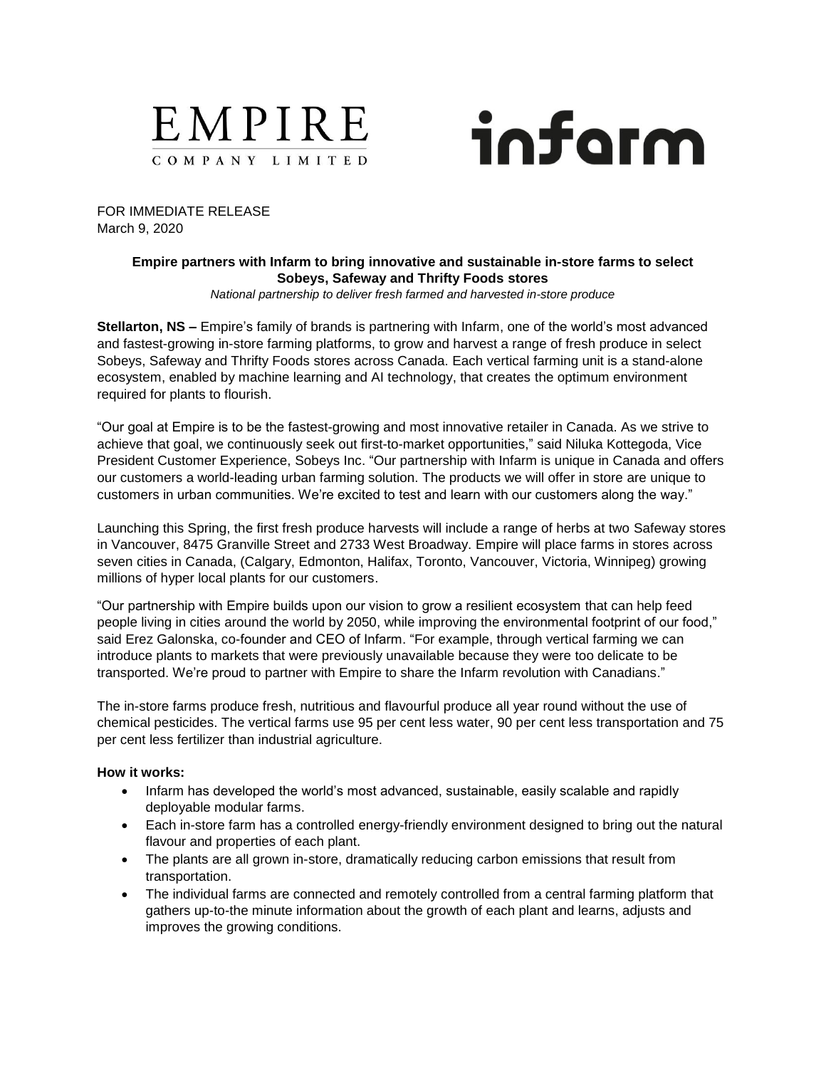EMPIRE
COMPANY LIMITED

infarm

FOR IMMEDIATE RELEASE
March 9, 2020

**Empire partners with Infarm to bring innovative and sustainable in-store farms to select Sobeys, Safeway and Thrifty Foods stores**

*National partnership to deliver fresh farmed and harvested in-store produce*

**Stellarton, NS –** Empire's family of brands is partnering with Infarm, one of the world's most advanced and fastest-growing in-store farming platforms, to grow and harvest a range of fresh produce in select Sobeys, Safeway and Thrifty Foods stores across Canada. Each vertical farming unit is a stand-alone ecosystem, enabled by machine learning and AI technology, that creates the optimum environment required for plants to flourish.

"Our goal at Empire is to be the fastest-growing and most innovative retailer in Canada. As we strive to achieve that goal, we continuously seek out first-to-market opportunities," said Niluka Kottegoda, Vice President Customer Experience, Sobeys Inc. "Our partnership with Infarm is unique in Canada and offers our customers a world-leading urban farming solution. The products we will offer in store are unique to customers in urban communities. We're excited to test and learn with our customers along the way."

Launching this Spring, the first fresh produce harvests will include a range of herbs at two Safeway stores in Vancouver, 8475 Granville Street and 2733 West Broadway. Empire will place farms in stores across seven cities in Canada, (Calgary, Edmonton, Halifax, Toronto, Vancouver, Victoria, Winnipeg) growing millions of hyper local plants for our customers.

"Our partnership with Empire builds upon our vision to grow a resilient ecosystem that can help feed people living in cities around the world by 2050, while improving the environmental footprint of our food," said Erez Galonska, co-founder and CEO of Infarm. "For example, through vertical farming we can introduce plants to markets that were previously unavailable because they were too delicate to be transported. We're proud to partner with Empire to share the Infarm revolution with Canadians."

The in-store farms produce fresh, nutritious and flavourful produce all year round without the use of chemical pesticides. The vertical farms use 95 per cent less water, 90 per cent less transportation and 75 per cent less fertilizer than industrial agriculture.

**How it works:**

- Infarm has developed the world's most advanced, sustainable, easily scalable and rapidly deployable modular farms.
- Each in-store farm has a controlled energy-friendly environment designed to bring out the natural flavour and properties of each plant.
- The plants are all grown in-store, dramatically reducing carbon emissions that result from transportation.
- The individual farms are connected and remotely controlled from a central farming platform that gathers up-to-the minute information about the growth of each plant and learns, adjusts and improves the growing conditions.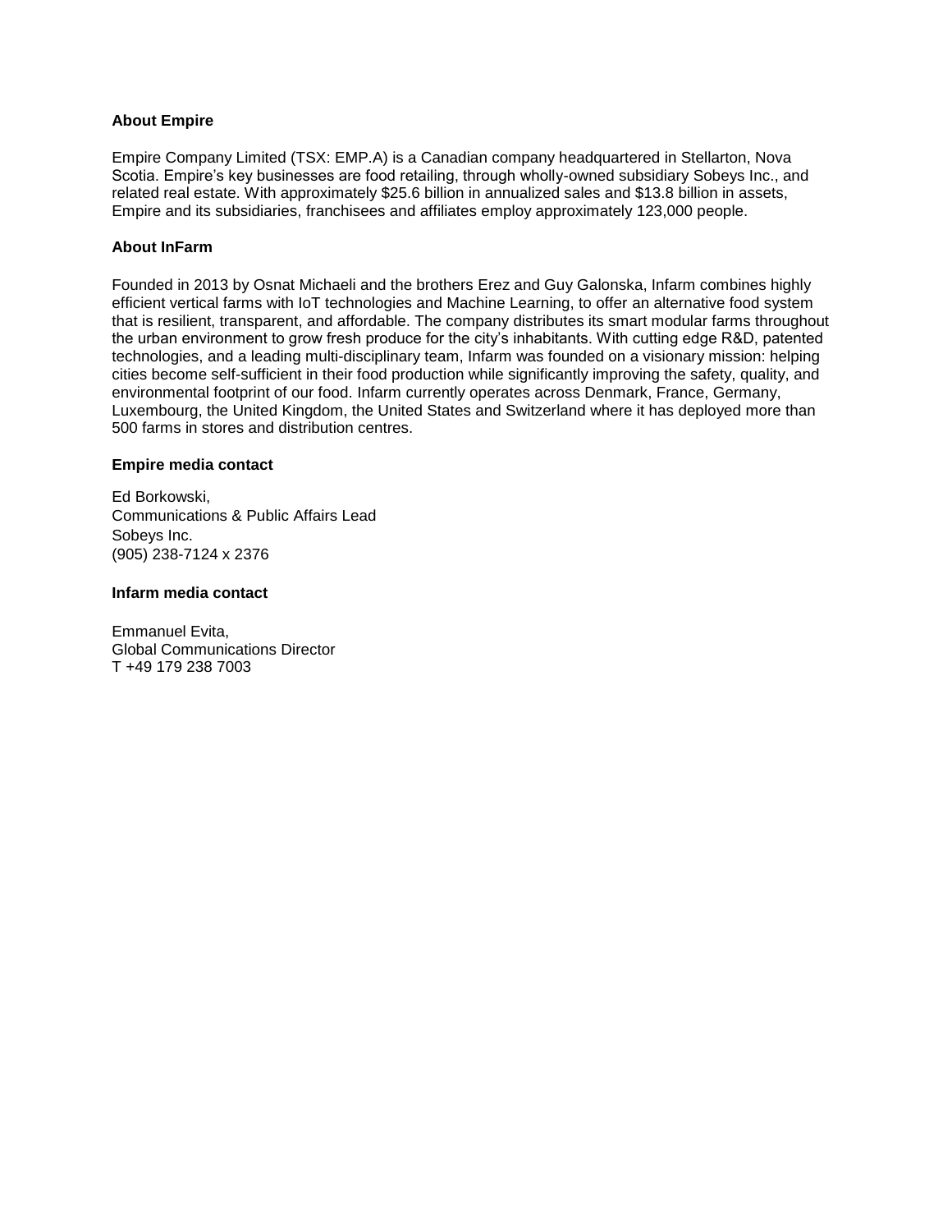**About Empire**

Empire Company Limited (TSX: EMP.A) is a Canadian company headquartered in Stellarton, Nova Scotia. Empire's key businesses are food retailing, through wholly-owned subsidiary Sobeys Inc., and related real estate. With approximately $25.6 billion in annualized sales and $13.8 billion in assets, Empire and its subsidiaries, franchisees and affiliates employ approximately 123,000 people.

**About InFarm**

Founded in 2013 by Osnat Michaeli and the brothers Erez and Guy Galonska, Infarm combines highly efficient vertical farms with IoT technologies and Machine Learning, to offer an alternative food system that is resilient, transparent, and affordable. The company distributes its smart modular farms throughout the urban environment to grow fresh produce for the city's inhabitants. With cutting edge R&D, patented technologies, and a leading multi-disciplinary team, Infarm was founded on a visionary mission: helping cities become self-sufficient in their food production while significantly improving the safety, quality, and environmental footprint of our food. Infarm currently operates across Denmark, France, Germany, Luxembourg, the United Kingdom, the United States and Switzerland where it has deployed more than 500 farms in stores and distribution centres.

**Empire media contact**

Ed Borkowski,
Communications & Public Affairs Lead
Sobeys Inc.
(905) 238-7124 x 2376

**Infarm media contact**

Emmanuel Evita,
Global Communications Director
T +49 179 238 7003